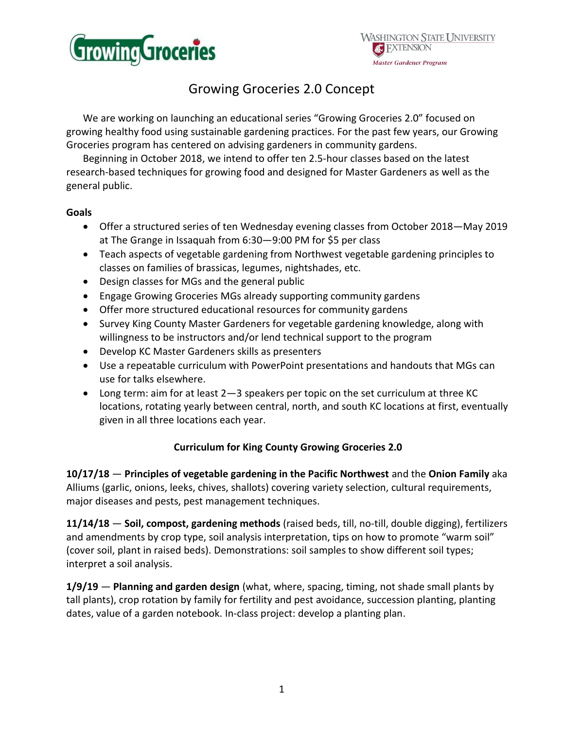# Growing Groceries 2.0 Concept

We are working on launching an educational series "Growing Groceries 2.0" focused on growing healthy food using sustainable gardening practices. For the past few years, our Growing Groceries program has centered on advising gardeners in community gardens.

Beginning in October 2018, we intend to offer ten 2.5-hour classes based on the latest research-based techniques for growing food and designed for Master Gardeners as well as the general public.

**Goals**

- Offer a structured series of ten Wednesday evening classes from October 2018—May 2019 at The Grange in Issaquah from 6:30—9:00 PM for $5 per class
- Teach aspects of vegetable gardening from Northwest vegetable gardening principles to classes on families of brassicas, legumes, nightshades, etc.
- Design classes for MGs and the general public
- Engage Growing Groceries MGs already supporting community gardens
- Offer more structured educational resources for community gardens
- Survey King County Master Gardeners for vegetable gardening knowledge, along with willingness to be instructors and/or lend technical support to the program
- Develop KC Master Gardeners skills as presenters
- Use a repeatable curriculum with PowerPoint presentations and handouts that MGs can use for talks elsewhere.
- Long term: aim for at least 2—3 speakers per topic on the set curriculum at three KC locations, rotating yearly between central, north, and south KC locations at first, eventually given in all three locations each year.

**Curriculum for King County Growing Groceries 2.0**

**10/17/18** — **Principles of vegetable gardening in the Pacific Northwest** and the **Onion Family** aka Alliums (garlic, onions, leeks, chives, shallots) covering variety selection, cultural requirements, major diseases and pests, pest management techniques.

**11/14/18** — **Soil, compost, gardening methods** (raised beds, till, no-till, double digging), fertilizers and amendments by crop type, soil analysis interpretation, tips on how to promote "warm soil" (cover soil, plant in raised beds). Demonstrations: soil samples to show different soil types; interpret a soil analysis.

**1/9/19** — **Planning and garden design** (what, where, spacing, timing, not shade small plants by tall plants), crop rotation by family for fertility and pest avoidance, succession planting, planting dates, value of a garden notebook. In-class project: develop a planting plan.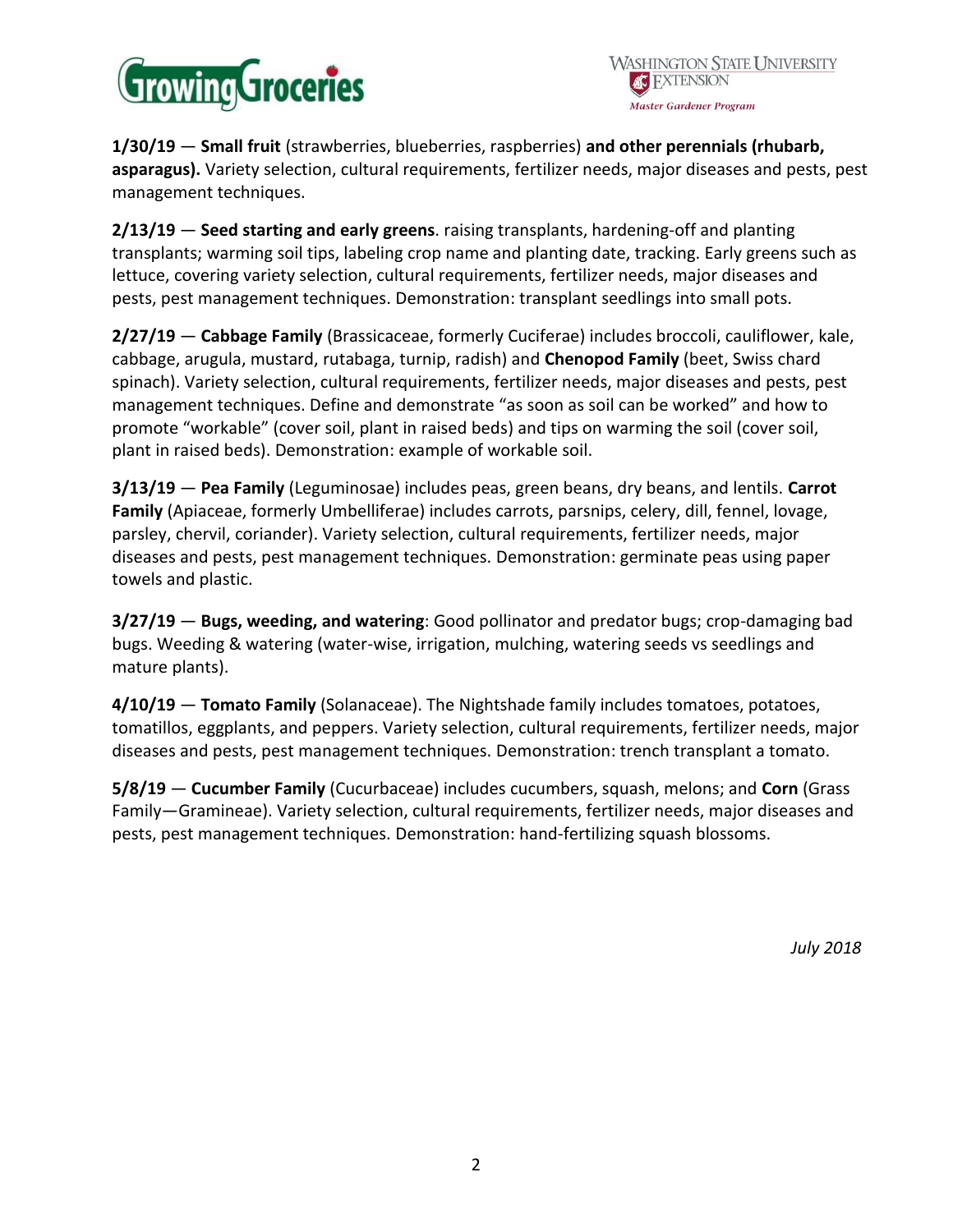**1/30/19** — **Small fruit** (strawberries, blueberries, raspberries) **and other perennials (rhubarb, asparagus).** Variety selection, cultural requirements, fertilizer needs, major diseases and pests, pest management techniques.

**2/13/19** — **Seed starting and early greens**. raising transplants, hardening-off and planting transplants; warming soil tips, labeling crop name and planting date, tracking. Early greens such as lettuce, covering variety selection, cultural requirements, fertilizer needs, major diseases and pests, pest management techniques. Demonstration: transplant seedlings into small pots.

**2/27/19** — **Cabbage Family** (Brassicaceae, formerly Cuciferae) includes broccoli, cauliflower, kale, cabbage, arugula, mustard, rutabaga, turnip, radish) and **Chenopod Family** (beet, Swiss chard spinach). Variety selection, cultural requirements, fertilizer needs, major diseases and pests, pest management techniques. Define and demonstrate "as soon as soil can be worked" and how to promote "workable" (cover soil, plant in raised beds) and tips on warming the soil (cover soil, plant in raised beds). Demonstration: example of workable soil.

**3/13/19** — **Pea Family** (Leguminosae) includes peas, green beans, dry beans, and lentils. **Carrot Family** (Apiaceae, formerly Umbelliferae) includes carrots, parsnips, celery, dill, fennel, lovage, parsley, chervil, coriander). Variety selection, cultural requirements, fertilizer needs, major diseases and pests, pest management techniques. Demonstration: germinate peas using paper towels and plastic.

**3/27/19** — **Bugs, weeding, and watering**: Good pollinator and predator bugs; crop-damaging bad bugs. Weeding & watering (water-wise, irrigation, mulching, watering seeds vs seedlings and mature plants).

**4/10/19** — **Tomato Family** (Solanaceae). The Nightshade family includes tomatoes, potatoes, tomatillos, eggplants, and peppers. Variety selection, cultural requirements, fertilizer needs, major diseases and pests, pest management techniques. Demonstration: trench transplant a tomato.

**5/8/19** — **Cucumber Family** (Cucurbaceae) includes cucumbers, squash, melons; and **Corn** (Grass Family—Gramineae). Variety selection, cultural requirements, fertilizer needs, major diseases and pests, pest management techniques. Demonstration: hand-fertilizing squash blossoms.

*July 2018*